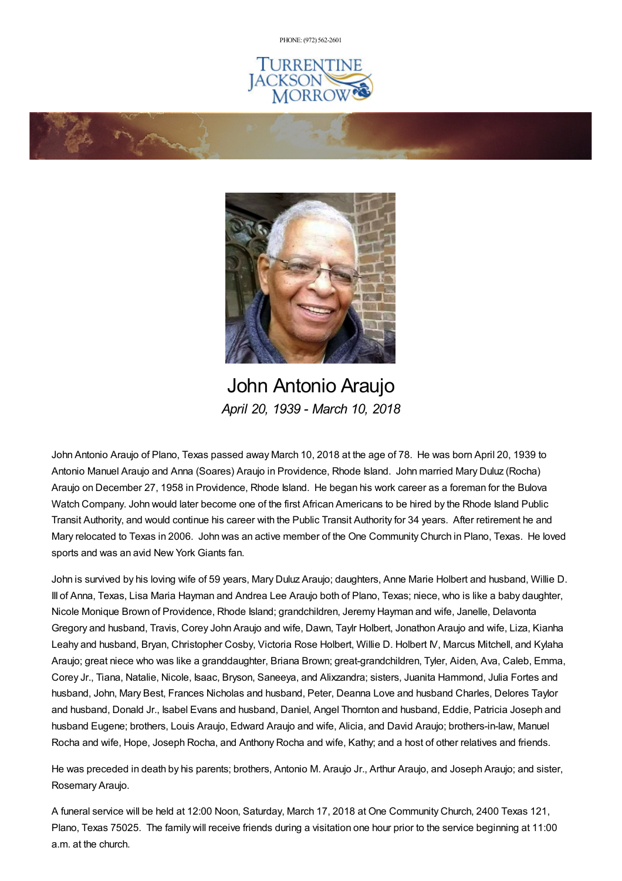PHONE: (972) 562-2601

# John Antonio Araujo

*April 20, 1939 - March 10, 2018*

John Antonio Araujo of Plano, Texas passed away March 10, 2018 at the age of 78. He was born April 20, 1939 to Antonio Manuel Araujo and Anna (Soares) Araujo in Providence, Rhode Island. John married Mary Duluz (Rocha) Araujo on December 27, 1958 in Providence, Rhode Island. He began his work career as a foreman for the Bulova Watch Company. John would later become one of the first African Americans to be hired by the Rhode Island Public Transit Authority, and would continue his career with the Public Transit Authority for 34 years. After retirement he and Mary relocated to Texas in 2006. John was an active member of the One Community Church in Plano, Texas. He loved sports and was an avid New York Giants fan.

John is survived by his loving wife of 59 years, Mary Duluz Araujo; daughters, Anne Marie Holbert and husband, Willie D. III of Anna, Texas, Lisa Maria Hayman and Andrea Lee Araujo both of Plano, Texas; niece, who is like a baby daughter, Nicole Monique Brown of Providence, Rhode Island; grandchildren, Jeremy Hayman and wife, Janelle, Delavonta Gregory and husband, Travis, Corey John Araujo and wife, Dawn, Taylr Holbert, Jonathon Araujo and wife, Liza, Kianha Leahy and husband, Bryan, Christopher Cosby, Victoria Rose Holbert, Willie D. Holbert IV, Marcus Mitchell, and Kylaha Araujo; great niece who was like a granddaughter, Briana Brown; great-grandchildren, Tyler, Aiden, Ava, Caleb, Emma, Corey Jr., Tiana, Natalie, Nicole, Isaac, Bryson, Saneeya, and Alixzandra; sisters, Juanita Hammond, Julia Fortes and husband, John, Mary Best, Frances Nicholas and husband, Peter, Deanna Love and husband Charles, Delores Taylor and husband, Donald Jr., Isabel Evans and husband, Daniel, Angel Thornton and husband, Eddie, Patricia Joseph and husband Eugene; brothers, Louis Araujo, Edward Araujo and wife, Alicia, and David Araujo; brothers-in-law, Manuel Rocha and wife, Hope, Joseph Rocha, and Anthony Rocha and wife, Kathy; and a host of other relatives and friends.

He was preceded in death by his parents; brothers, Antonio M. Araujo Jr., Arthur Araujo, and Joseph Araujo; and sister, Rosemary Araujo.

A funeral service will be held at 12:00 Noon, Saturday, March 17, 2018 at One Community Church, 2400 Texas 121, Plano, Texas 75025. The family will receive friends during a visitation one hour prior to the service beginning at 11:00 a.m. at the church.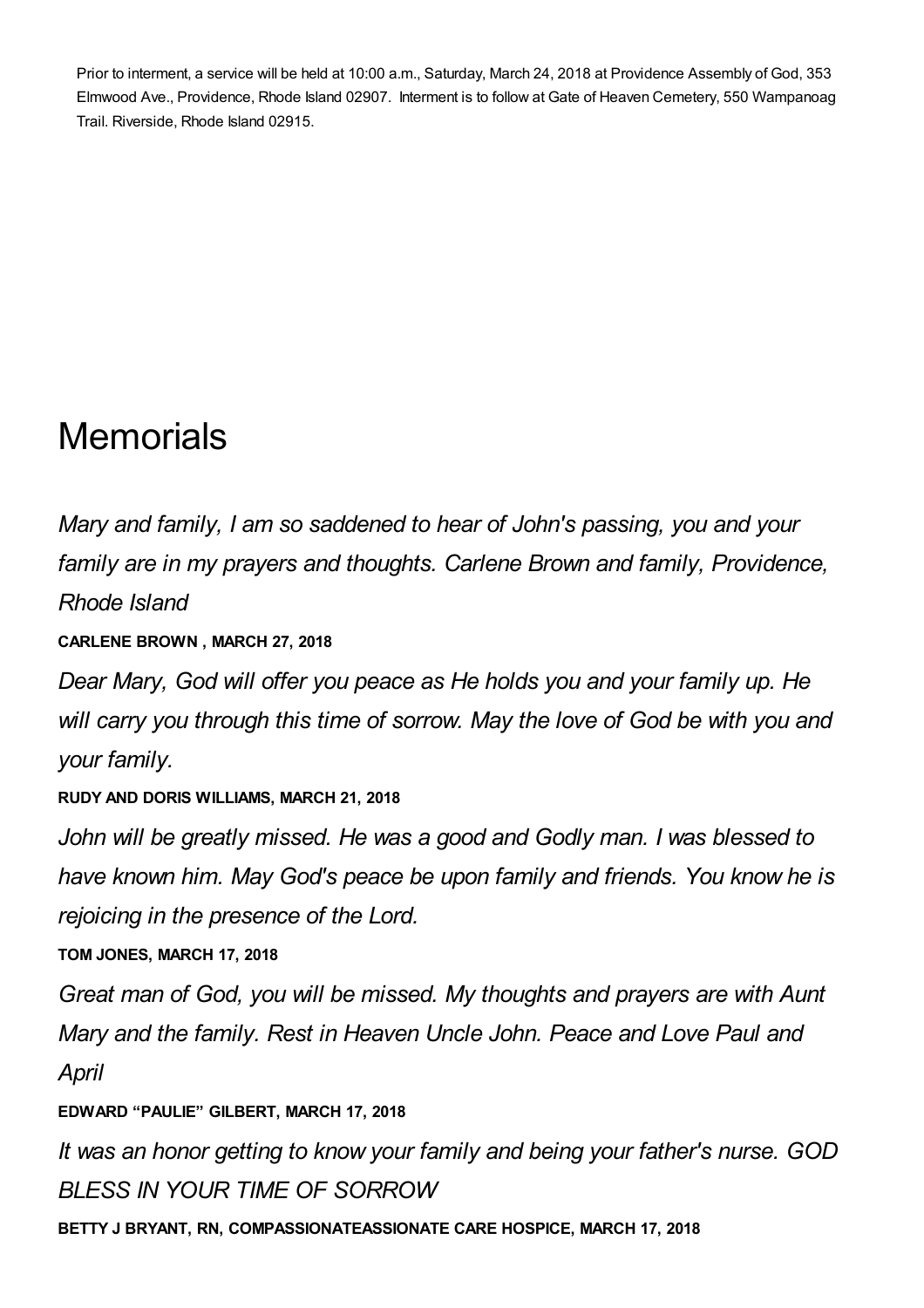Prior to interment, a service will be held at 10:00 a.m., Saturday, March 24, 2018 at Providence Assembly of God, 353 Elmwood Ave., Providence, Rhode Island 02907. Interment is to follow at Gate of Heaven Cemetery, 550 Wampanoag Trail. Riverside, Rhode Island 02915.

# Memorials

*Mary and family, I am so saddened to hear of John's passing, you and your family are in my prayers and thoughts. Carlene Brown and family, Providence, Rhode Island*

**CARLENE BROWN , MARCH 27, 2018**

*Dear Mary, God will offer you peace as He holds you and your family up. He will carry you through this time of sorrow. May the love of God be with you and your family.*

**RUDY AND DORIS WILLIAMS, MARCH 21, 2018**

*John will be greatly missed. He was a good and Godly man. I was blessed to have known him. May God's peace be upon family and friends. You know he is rejoicing in the presence of the Lord.*

**TOM JONES, MARCH 17, 2018**

*Great man of God, you will be missed. My thoughts and prayers are with Aunt Mary and the family. Rest in Heaven Uncle John. Peace and Love Paul and April*

**EDWARD “PAULIE” GILBERT, MARCH 17, 2018**

*It was an honor getting to know your family and being your father's nurse. GOD BLESS IN YOUR TIME OF SORROW*

**BETTY J BRYANT, RN, COMPASSIONATEASSIONATE CARE HOSPICE, MARCH 17, 2018**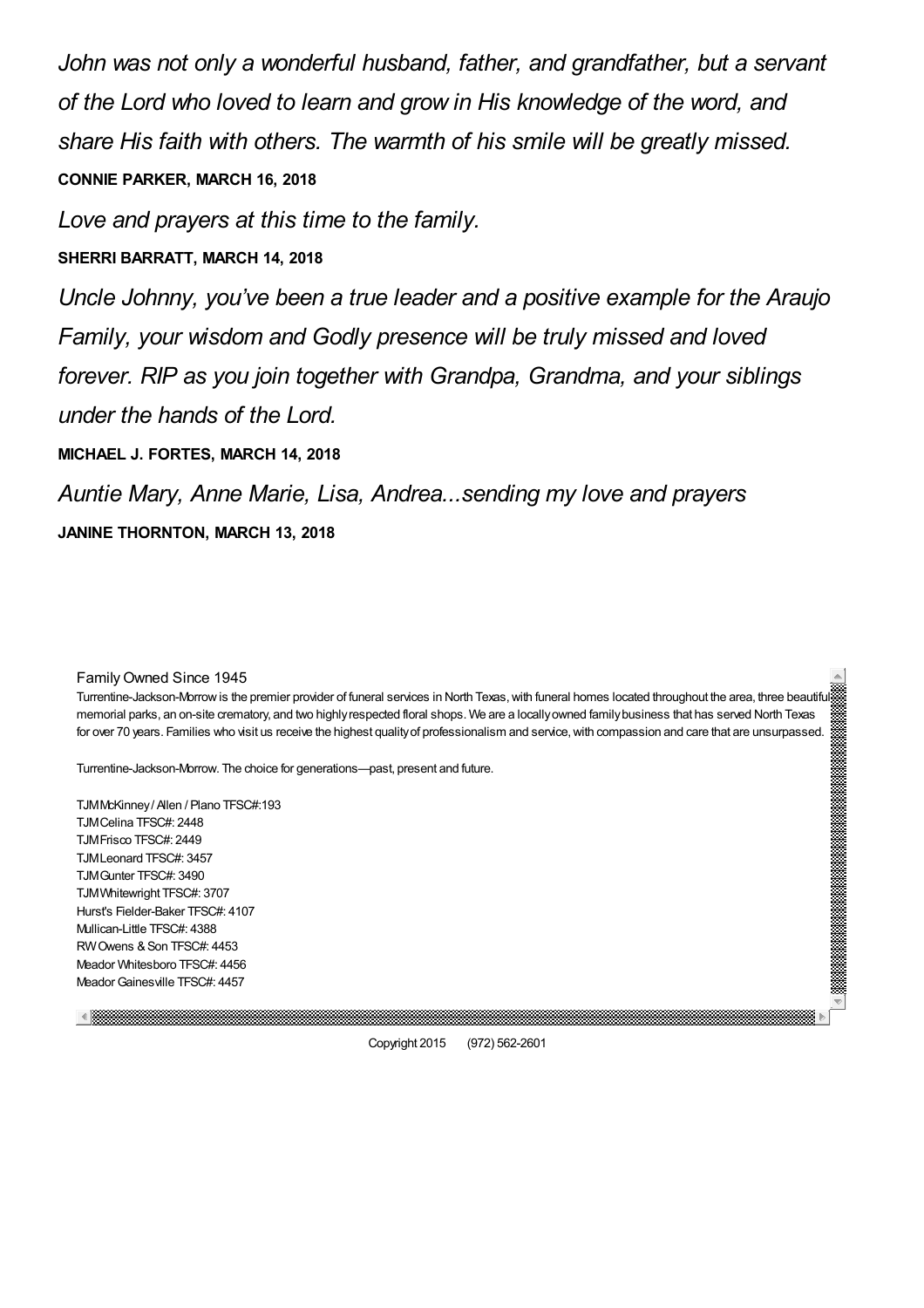*John was not only a wonderful husband, father, and grandfather, but a servant of the Lord who loved to learn and grow in His knowledge of the word, and share His faith with others. The warmth of his smile will be greatly missed.*

**CONNIE PARKER, MARCH 16, 2018**

*Love and prayers at this time to the family.*

**SHERRI BARRATT, MARCH 14, 2018**

*Uncle Johnny, you've been a true leader and a positive example for the Araujo Family, your wisdom and Godly presence will be truly missed and loved forever. RIP as you join together with Grandpa, Grandma, and your siblings under the hands of the Lord.*

**MICHAEL J. FORTES, MARCH 14, 2018**

*Auntie Mary, Anne Marie, Lisa, Andrea...sending my love and prayers*

**JANINE THORNTON, MARCH 13, 2018**

Family Owned Since 1945

Turrentine-Jackson-Morrow is the premier provider of funeral services in North Texas, with funeral homes located throughout the area, three beautiful memorial parks, an on-site crematory, and two highly respected floral shops. We are a locally owned family business that has served North Texas for over 70 years. Families who visit us receive the highest quality of professionalism and service, with compassion and care that are unsurpassed.

Turrentine-Jackson-Morrow. The choice for generations—past, present and future.

TJM McKinney / Allen / Plano TFSC#:193
TJM Celina TFSC#: 2448
TJM Frisco TFSC#: 2449
TJM Leonard TFSC#: 3457
TJM Gunter TFSC#: 3490
TJM Whitewright TFSC#: 3707
Hurst's Fielder-Baker TFSC#: 4107
Mullican-Little TFSC#: 4388
RW Owens & Son TFSC#: 4453
Meador Whitesboro TFSC#: 4456
Meador Gainesville TFSC#: 4457

Copyright 2015 (972) 562-2601